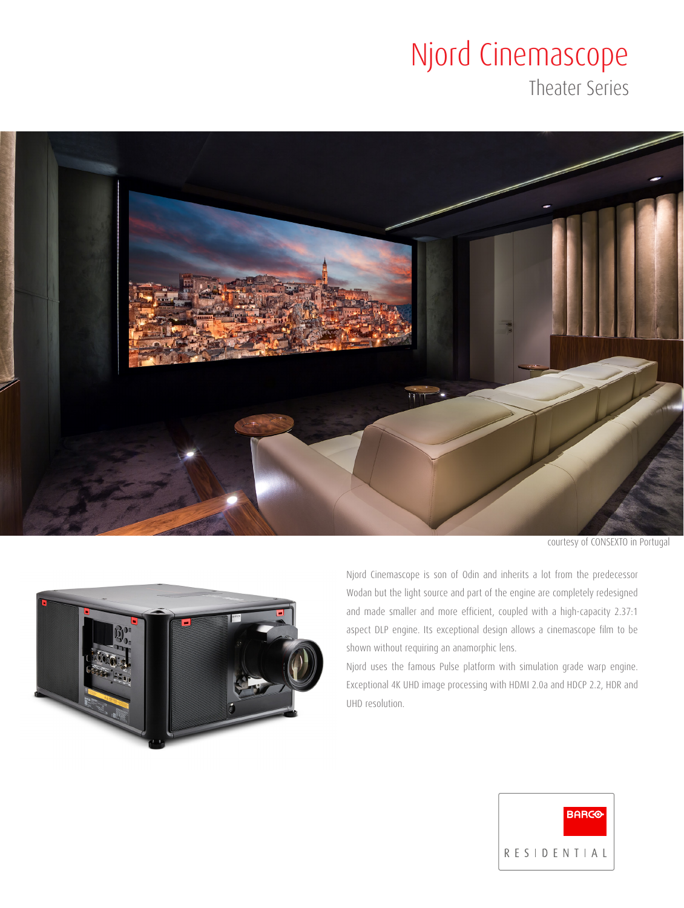# Njord Cinemascope

## Theater Series

courtesy of CONSEXTO in Portugal

Njord Cinemascope is son of Odin and inherits a lot from the predecessor Wodan but the light source and part of the engine are completely redesigned and made smaller and more efficient, coupled with a high-capacity 2.37:1 aspect DLP engine. Its exceptional design allows a cinemascope film to be shown without requiring an anamorphic lens.

Njord uses the famous Pulse platform with simulation grade warp engine. Exceptional 4K UHD image processing with HDMI 2.0a and HDCP 2.2, HDR and UHD resolution.

BARCO RESIDENTIAL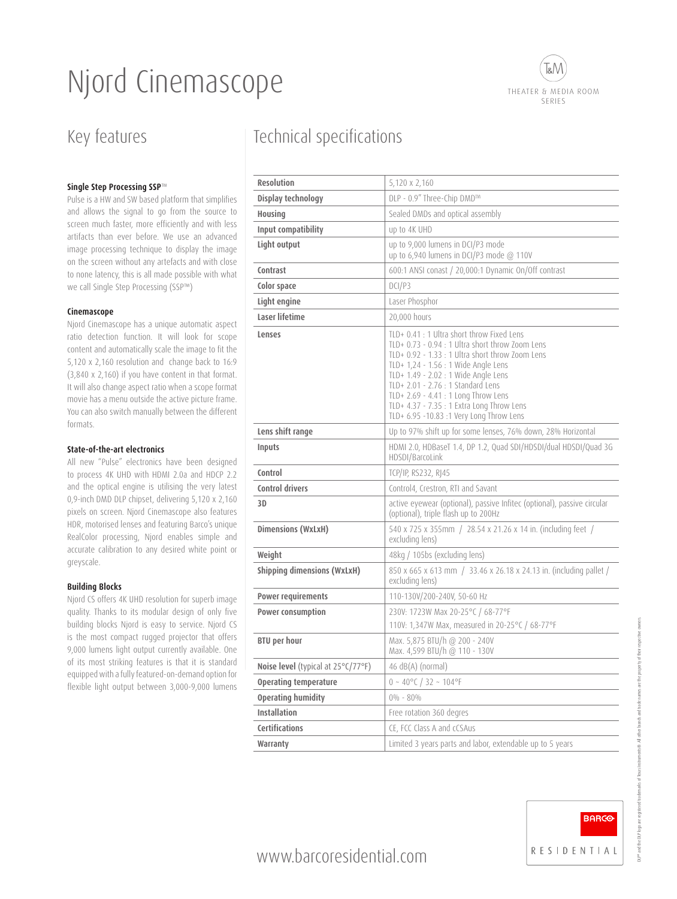# Njord Cinemascope

THEATER & MEDIA ROOM SERIES

## Key features

**Single Step Processing SSP™**

Pulse is a HW and SW based platform that simplifies and allows the signal to go from the source to screen much faster, more efficiently and with less artifacts than ever before. We use an advanced image processing technique to display the image on the screen without any artefacts and with close to none latency, this is all made possible with what we call Single Step Processing (SSP™)

**Cinemascope**

Njord Cinemascope has a unique automatic aspect ratio detection function. It will look for scope content and automatically scale the image to fit the 5,120 x 2,160 resolution and change back to 16:9 (3,840 x 2,160) if you have content in that format. It will also change aspect ratio when a scope format movie has a menu outside the active picture frame. You can also switch manually between the different formats.

**State-of-the-art electronics**

All new "Pulse" electronics have been designed to process 4K UHD with HDMI 2.0a and HDCP 2.2 and the optical engine is utilising the very latest 0,9-inch DMD DLP chipset, delivering 5,120 x 2,160 pixels on screen. Njord Cinemascope also features HDR, motorised lenses and featuring Barco's unique RealColor processing, Njord enables simple and accurate calibration to any desired white point or greyscale.

**Building Blocks**

Njord CS offers 4K UHD resolution for superb image quality. Thanks to its modular design of only five building blocks Njord is easy to service. Njord CS is the most compact rugged projector that offers 9,000 lumens light output currently available. One of its most striking features is that it is standard equipped with a fully featured-on-demand option for flexible light output between 3,000-9,000 lumens

## Technical specifications

| | |
|---|---|
| **Resolution** | 5,120 x 2,160 |
| **Display technology** | DLP - 0.9" Three-Chip DMD™ |
| **Housing** | Sealed DMDs and optical assembly |
| **Input compatibility** | up to 4K UHD |
| **Light output** | up to 9,000 lumens in DCI/P3 mode<br>up to 6,940 lumens in DCI/P3 mode @ 110V |
| **Contrast** | 600:1 ANSI conast / 20,000:1 Dynamic On/Off contrast |
| **Color space** | DCI/P3 |
| **Light engine** | Laser Phosphor |
| **Laser lifetime** | 20,000 hours |
| **Lenses** | TLD+ 0.41 : 1 Ultra short throw Fixed Lens<br>TLD+ 0.73 - 0.94 : 1 Ultra short throw Zoom Lens<br>TLD+ 0.92 - 1.33 : 1 Ultra short throw Zoom Lens<br>TLD+ 1,24 - 1.56 : 1 Wide Angle Lens<br>TLD+ 1.49 - 2.02 : 1 Wide Angle Lens<br>TLD+ 2.01 - 2.76 : 1 Standard Lens<br>TLD+ 2.69 - 4.41 : 1 Long Throw Lens<br>TLD+ 4.37 - 7.35 : 1 Extra Long Throw Lens<br>TLD+ 6.95 -10.83 :1 Very Long Throw Lens |
| **Lens shift range** | Up to 97% shift up for some lenses, 76% down, 28% Horizontal |
| **Inputs** | HDMI 2.0, HDBaseT 1.4, DP 1.2, Quad SDI/HDSDI/dual HDSDI/Quad 3G HDSDI/BarcoLink |
| **Control** | TCP/IP, RS232, RJ45 |
| **Control drivers** | Control4, Crestron, RTI and Savant |
| **3D** | active eyewear (optional), passive Infitec (optional), passive circular (optional), triple flash up to 200Hz |
| **Dimensions (WxLxH)** | 540 x 725 x 355mm / 28.54 x 21.26 x 14 in. (including feet / excluding lens) |
| **Weight** | 48kg / 105bs (excluding lens) |
| **Shipping dimensions (WxLxH)** | 850 x 665 x 613 mm / 33.46 x 26.18 x 24.13 in. (including pallet / excluding lens) |
| **Power requirements** | 110-130V/200-240V, 50-60 Hz |
| **Power consumption** | 230V: 1723W Max 20-25°C / 68-77°F<br>110V: 1,347W Max, measured in 20-25°C / 68-77°F |
| **BTU per hour** | Max. 5,875 BTU/h @ 200 - 240V<br>Max. 4,599 BTU/h @ 110 - 130V |
| **Noise level** (typical at 25°C/77°F) | 46 dB(A) (normal) |
| **Operating temperature** | 0 ~ 40°C / 32 ~ 104°F |
| **Operating humidity** | 0% - 80% |
| **Installation** | Free rotation 360 degres |
| **Certifications** | CE, FCC Class A and cCSAus |
| **Warranty** | Limited 3 years parts and labor, extendable up to 5 years |

www.barcoresidential.com

BARCO RESIDENTIAL

DLP® and the DLP logo are registered trademarks of Texas Instruments®. All other brands and trade names are the property of their respective owners.